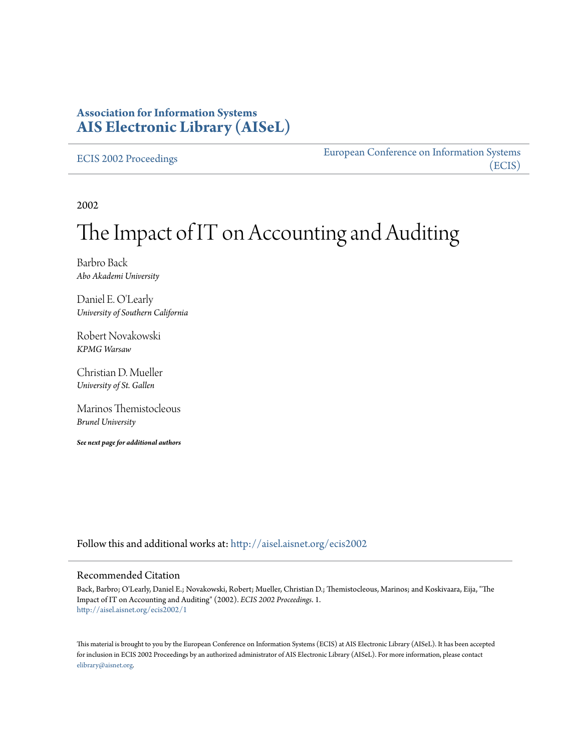**Association for Information Systems**
**AIS Electronic Library (AISeL)**

ECIS 2002 Proceedings

European Conference on Information Systems (ECIS)

2002

# The Impact of IT on Accounting and Auditing

Barbro Back
*Abo Akademi University*

Daniel E. O'Learly
*University of Southern California*

Robert Novakowski
*KPMG Warsaw*

Christian D. Mueller
*University of St. Gallen*

Marinos Themistocleous
*Brunel University*

***See next page for additional authors***

Follow this and additional works at: http://aisel.aisnet.org/ecis2002

## Recommended Citation

Back, Barbro; O'Learly, Daniel E.; Novakowski, Robert; Mueller, Christian D.; Themistocleous, Marinos; and Koskivaara, Eija, "The Impact of IT on Accounting and Auditing" (2002). *ECIS 2002 Proceedings*. 1.
http://aisel.aisnet.org/ecis2002/1

This material is brought to you by the European Conference on Information Systems (ECIS) at AIS Electronic Library (AISeL). It has been accepted for inclusion in ECIS 2002 Proceedings by an authorized administrator of AIS Electronic Library (AISeL). For more information, please contact elibrary@aisnet.org.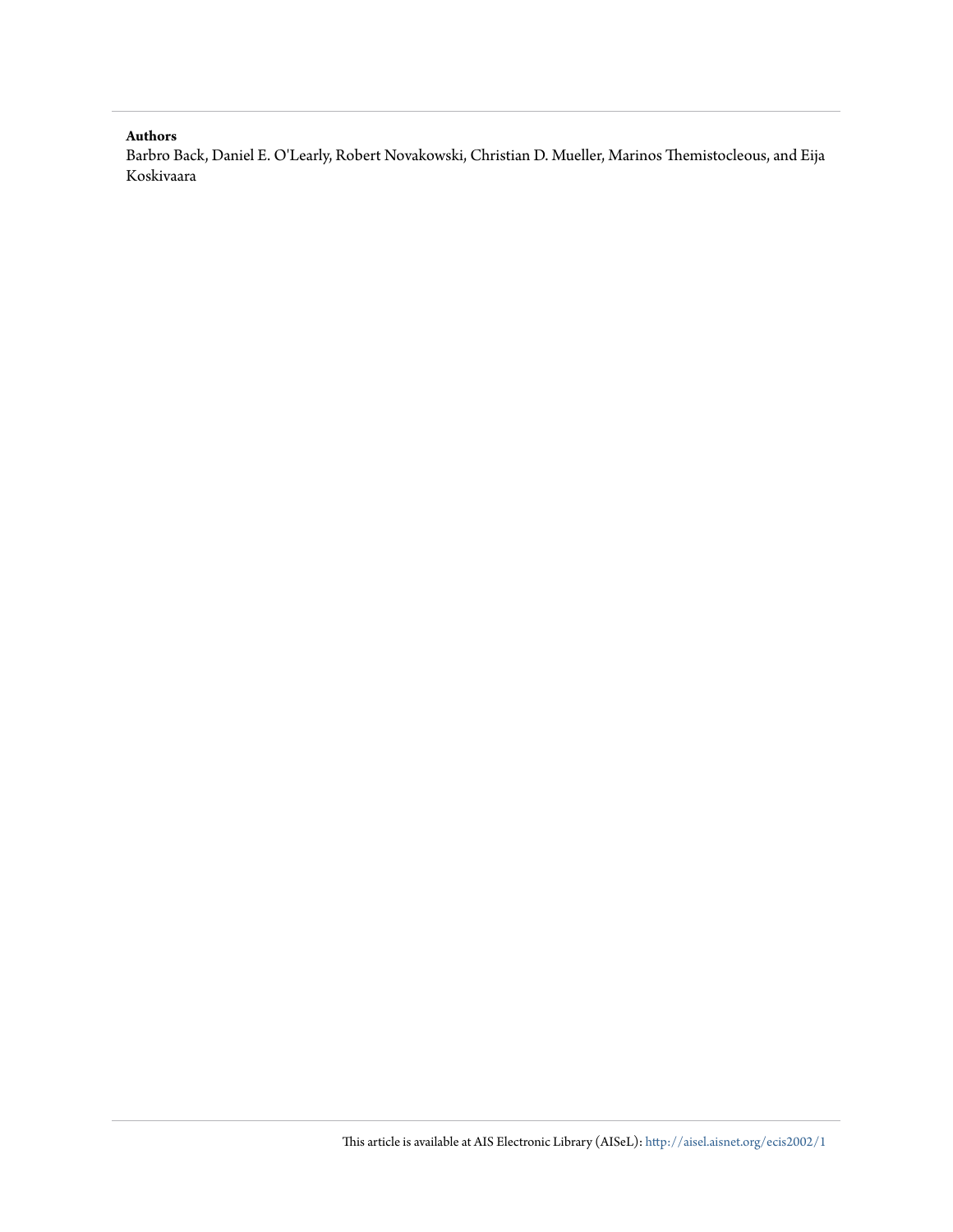**Authors**

Barbro Back, Daniel E. O'Learly, Robert Novakowski, Christian D. Mueller, Marinos Themistocleous, and Eija Koskivaara

This article is available at AIS Electronic Library (AISeL): http://aisel.aisnet.org/ecis2002/1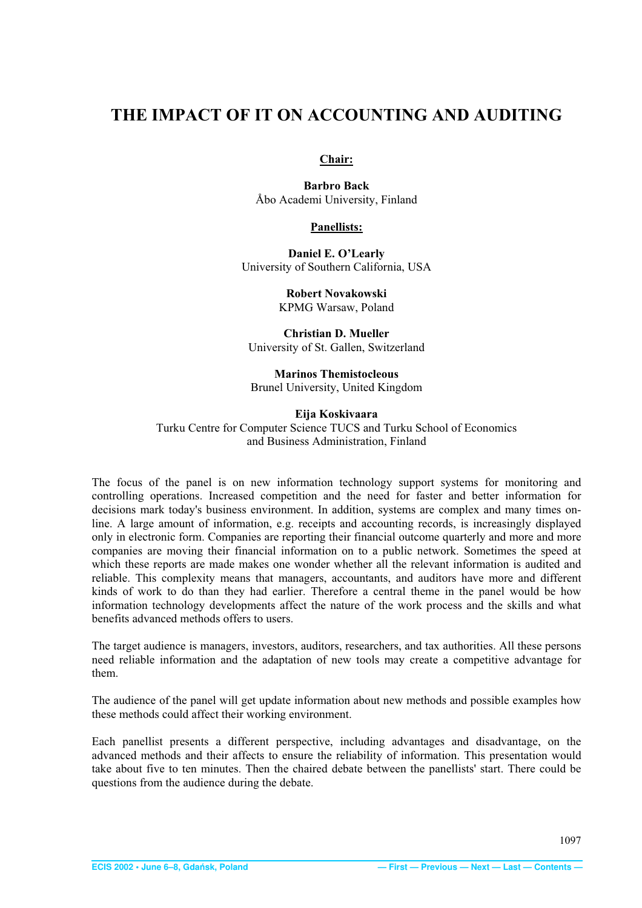# THE IMPACT OF IT ON ACCOUNTING AND AUDITING

**Chair:**

**Barbro Back**
Åbo Academi University, Finland

**Panellists:**

**Daniel E. O'Learly**
University of Southern California, USA

**Robert Novakowski**
KPMG Warsaw, Poland

**Christian D. Mueller**
University of St. Gallen, Switzerland

**Marinos Themistocleous**
Brunel University, United Kingdom

**Eija Koskivaara**
Turku Centre for Computer Science TUCS and Turku School of Economics and Business Administration, Finland

The focus of the panel is on new information technology support systems for monitoring and controlling operations. Increased competition and the need for faster and better information for decisions mark today's business environment. In addition, systems are complex and many times on-line. A large amount of information, e.g. receipts and accounting records, is increasingly displayed only in electronic form. Companies are reporting their financial outcome quarterly and more and more companies are moving their financial information on to a public network. Sometimes the speed at which these reports are made makes one wonder whether all the relevant information is audited and reliable. This complexity means that managers, accountants, and auditors have more and different kinds of work to do than they had earlier. Therefore a central theme in the panel would be how information technology developments affect the nature of the work process and the skills and what benefits advanced methods offers to users.

The target audience is managers, investors, auditors, researchers, and tax authorities. All these persons need reliable information and the adaptation of new tools may create a competitive advantage for them.

The audience of the panel will get update information about new methods and possible examples how these methods could affect their working environment.

Each panellist presents a different perspective, including advantages and disadvantage, on the advanced methods and their affects to ensure the reliability of information. This presentation would take about five to ten minutes. Then the chaired debate between the panellists' start. There could be questions from the audience during the debate.